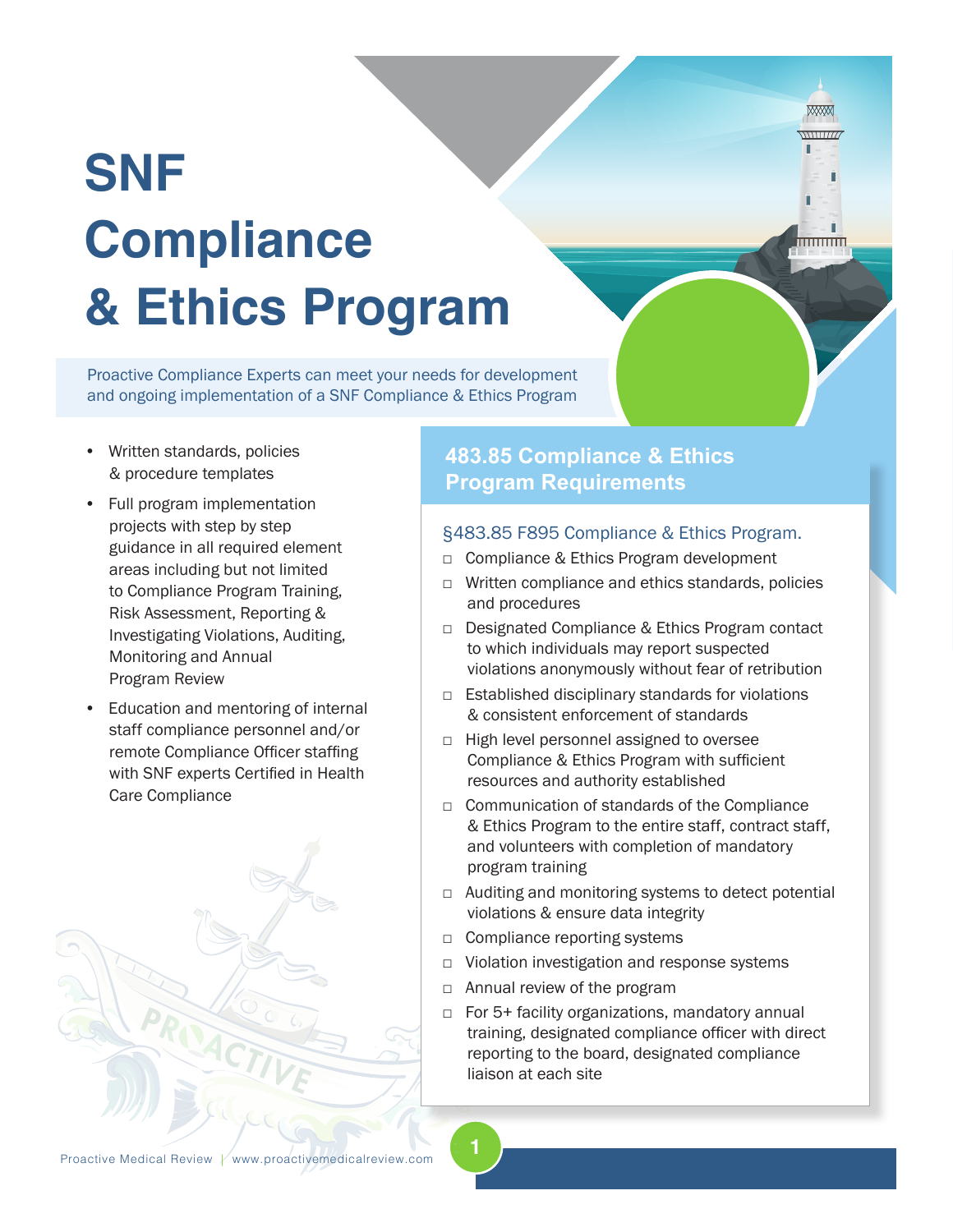# SNF Compliance & Ethics Program

Proactive Compliance Experts can meet your needs for development and ongoing implementation of a SNF Compliance & Ethics Program

- Written standards, policies & procedure templates
- Full program implementation projects with step by step guidance in all required element areas including but not limited to Compliance Program Training, Risk Assessment, Reporting & Investigating Violations, Auditing, Monitoring and Annual Program Review
- Education and mentoring of internal staff compliance personnel and/or remote Compliance Officer staffing with SNF experts Certified in Health Care Compliance

## 483.85 Compliance & Ethics Program Requirements

§483.85 F895 Compliance & Ethics Program.

- ☐ Compliance & Ethics Program development
- ☐ Written compliance and ethics standards, policies and procedures
- ☐ Designated Compliance & Ethics Program contact to which individuals may report suspected violations anonymously without fear of retribution
- ☐ Established disciplinary standards for violations & consistent enforcement of standards
- ☐ High level personnel assigned to oversee Compliance & Ethics Program with sufficient resources and authority established
- ☐ Communication of standards of the Compliance & Ethics Program to the entire staff, contract staff, and volunteers with completion of mandatory program training
- ☐ Auditing and monitoring systems to detect potential violations & ensure data integrity
- ☐ Compliance reporting systems
- ☐ Violation investigation and response systems
- ☐ Annual review of the program
- ☐ For 5+ facility organizations, mandatory annual training, designated compliance officer with direct reporting to the board, designated compliance liaison at each site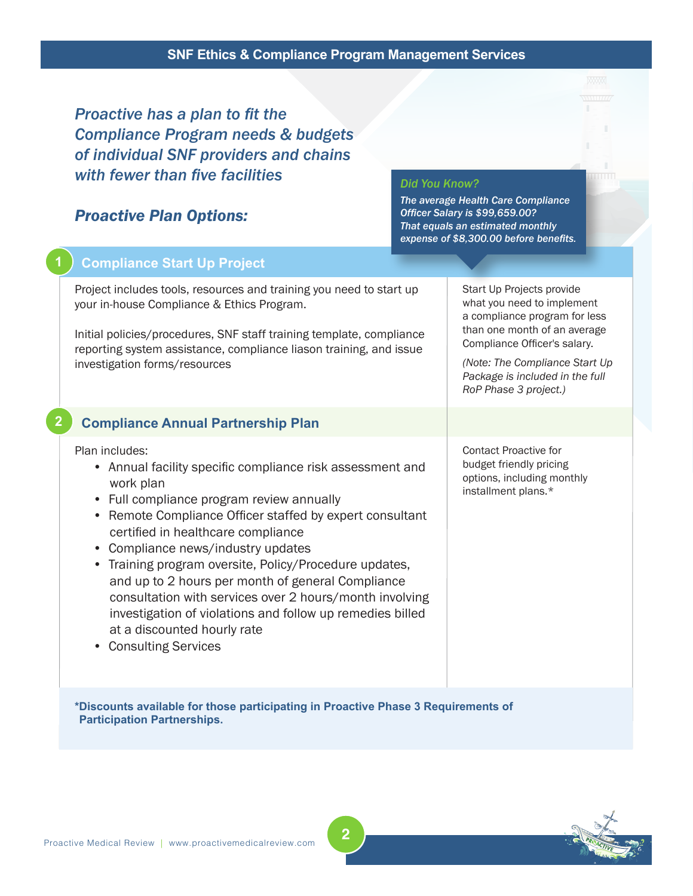# SNF Ethics & Compliance Program Management Services

*Proactive has a plan to fit the Compliance Program needs & budgets of individual SNF providers and chains with fewer than five facilities*

## *Proactive Plan Options:*

> ***Did You Know?***
>
> ***The average Health Care Compliance Officer Salary is $99,659.00? That equals an estimated monthly expense of $8,300.00 before benefits.***

### 1 Compliance Start Up Project

Project includes tools, resources and training you need to start up your in-house Compliance & Ethics Program.

Initial policies/procedures, SNF staff training template, compliance reporting system assistance, compliance liason training, and issue investigation forms/resources

Start Up Projects provide what you need to implement a compliance program for less than one month of an average Compliance Officer's salary.

*(Note: The Compliance Start Up Package is included in the full RoP Phase 3 project.)*

### 2 Compliance Annual Partnership Plan

Plan includes:

- Annual facility specific compliance risk assessment and work plan
- Full compliance program review annually
- Remote Compliance Officer staffed by expert consultant certified in healthcare compliance
- Compliance news/industry updates
- Training program oversite, Policy/Procedure updates, and up to 2 hours per month of general Compliance consultation with services over 2 hours/month involving investigation of violations and follow up remedies billed at a discounted hourly rate
- Consulting Services

Contact Proactive for budget friendly pricing options, including monthly installment plans.*

**\*Discounts available for those participating in Proactive Phase 3 Requirements of Participation Partnerships.**

Proactive Medical Review | www.proactivemedicalreview.com